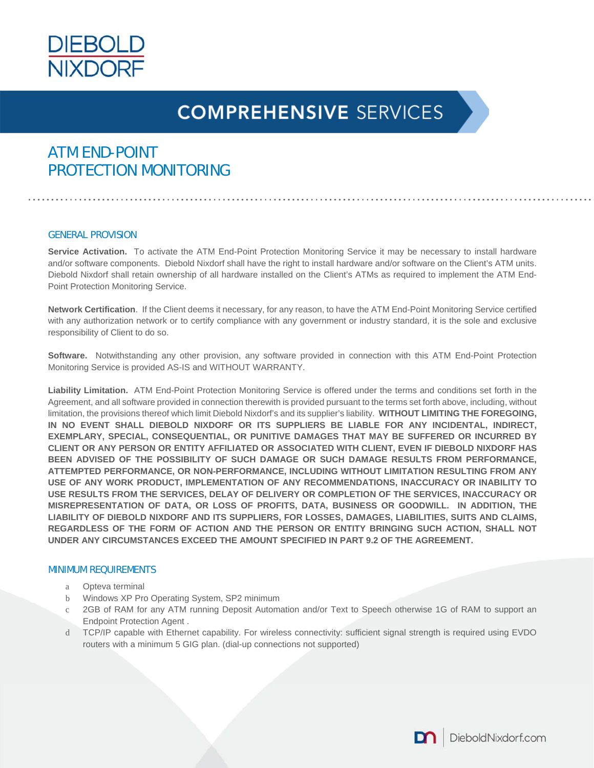DIEBOLD NIXDORF

# COMPREHENSIVE SERVICES

## ATM END-POINT PROTECTION MONITORING

### GENERAL PROVISION

**Service Activation.** To activate the ATM End-Point Protection Monitoring Service it may be necessary to install hardware and/or software components. Diebold Nixdorf shall have the right to install hardware and/or software on the Client's ATM units. Diebold Nixdorf shall retain ownership of all hardware installed on the Client's ATMs as required to implement the ATM End-Point Protection Monitoring Service.

**Network Certification**. If the Client deems it necessary, for any reason, to have the ATM End-Point Monitoring Service certified with any authorization network or to certify compliance with any government or industry standard, it is the sole and exclusive responsibility of Client to do so.

**Software.** Notwithstanding any other provision, any software provided in connection with this ATM End-Point Protection Monitoring Service is provided AS-IS and WITHOUT WARRANTY.

**Liability Limitation.** ATM End-Point Protection Monitoring Service is offered under the terms and conditions set forth in the Agreement, and all software provided in connection therewith is provided pursuant to the terms set forth above, including, without limitation, the provisions thereof which limit Diebold Nixdorf's and its supplier's liability. **WITHOUT LIMITING THE FOREGOING, IN NO EVENT SHALL DIEBOLD NIXDORF OR ITS SUPPLIERS BE LIABLE FOR ANY INCIDENTAL, INDIRECT, EXEMPLARY, SPECIAL, CONSEQUENTIAL, OR PUNITIVE DAMAGES THAT MAY BE SUFFERED OR INCURRED BY CLIENT OR ANY PERSON OR ENTITY AFFILIATED OR ASSOCIATED WITH CLIENT, EVEN IF DIEBOLD NIXDORF HAS BEEN ADVISED OF THE POSSIBILITY OF SUCH DAMAGE OR SUCH DAMAGE RESULTS FROM PERFORMANCE, ATTEMPTED PERFORMANCE, OR NON-PERFORMANCE, INCLUDING WITHOUT LIMITATION RESULTING FROM ANY USE OF ANY WORK PRODUCT, IMPLEMENTATION OF ANY RECOMMENDATIONS, INACCURACY OR INABILITY TO USE RESULTS FROM THE SERVICES, DELAY OF DELIVERY OR COMPLETION OF THE SERVICES, INACCURACY OR MISREPRESENTATION OF DATA, OR LOSS OF PROFITS, DATA, BUSINESS OR GOODWILL. IN ADDITION, THE LIABILITY OF DIEBOLD NIXDORF AND ITS SUPPLIERS, FOR LOSSES, DAMAGES, LIABILITIES, SUITS AND CLAIMS, REGARDLESS OF THE FORM OF ACTION AND THE PERSON OR ENTITY BRINGING SUCH ACTION, SHALL NOT UNDER ANY CIRCUMSTANCES EXCEED THE AMOUNT SPECIFIED IN PART 9.2 OF THE AGREEMENT.**

### MINIMUM REQUIREMENTS

a. Opteva terminal
b. Windows XP Pro Operating System, SP2 minimum
c. 2GB of RAM for any ATM running Deposit Automation and/or Text to Speech otherwise 1G of RAM to support an Endpoint Protection Agent .
d. TCP/IP capable with Ethernet capability. For wireless connectivity: sufficient signal strength is required using EVDO routers with a minimum 5 GIG plan. (dial-up connections not supported)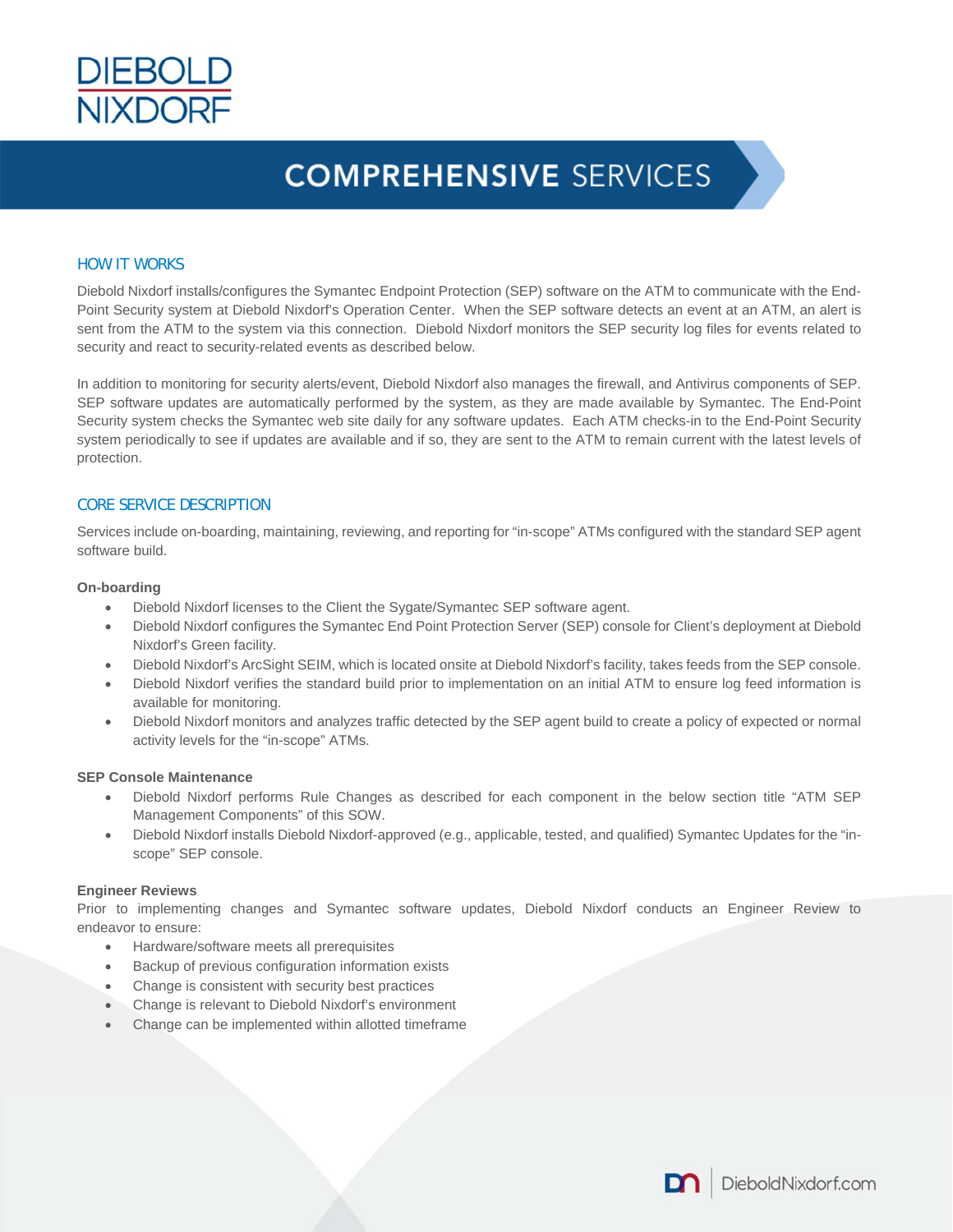# COMPREHENSIVE SERVICES

## HOW IT WORKS

Diebold Nixdorf installs/configures the Symantec Endpoint Protection (SEP) software on the ATM to communicate with the End-Point Security system at Diebold Nixdorf's Operation Center. When the SEP software detects an event at an ATM, an alert is sent from the ATM to the system via this connection. Diebold Nixdorf monitors the SEP security log files for events related to security and react to security-related events as described below.

In addition to monitoring for security alerts/event, Diebold Nixdorf also manages the firewall, and Antivirus components of SEP. SEP software updates are automatically performed by the system, as they are made available by Symantec. The End-Point Security system checks the Symantec web site daily for any software updates. Each ATM checks-in to the End-Point Security system periodically to see if updates are available and if so, they are sent to the ATM to remain current with the latest levels of protection.

## CORE SERVICE DESCRIPTION

Services include on-boarding, maintaining, reviewing, and reporting for "in-scope" ATMs configured with the standard SEP agent software build.

**On-boarding**

- Diebold Nixdorf licenses to the Client the Sygate/Symantec SEP software agent.
- Diebold Nixdorf configures the Symantec End Point Protection Server (SEP) console for Client's deployment at Diebold Nixdorf's Green facility.
- Diebold Nixdorf's ArcSight SEIM, which is located onsite at Diebold Nixdorf's facility, takes feeds from the SEP console.
- Diebold Nixdorf verifies the standard build prior to implementation on an initial ATM to ensure log feed information is available for monitoring.
- Diebold Nixdorf monitors and analyzes traffic detected by the SEP agent build to create a policy of expected or normal activity levels for the "in-scope" ATMs.

**SEP Console Maintenance**

- Diebold Nixdorf performs Rule Changes as described for each component in the below section title "ATM SEP Management Components" of this SOW.
- Diebold Nixdorf installs Diebold Nixdorf-approved (e.g., applicable, tested, and qualified) Symantec Updates for the "in-scope" SEP console.

**Engineer Reviews**

Prior to implementing changes and Symantec software updates, Diebold Nixdorf conducts an Engineer Review to endeavor to ensure:

- Hardware/software meets all prerequisites
- Backup of previous configuration information exists
- Change is consistent with security best practices
- Change is relevant to Diebold Nixdorf's environment
- Change can be implemented within allotted timeframe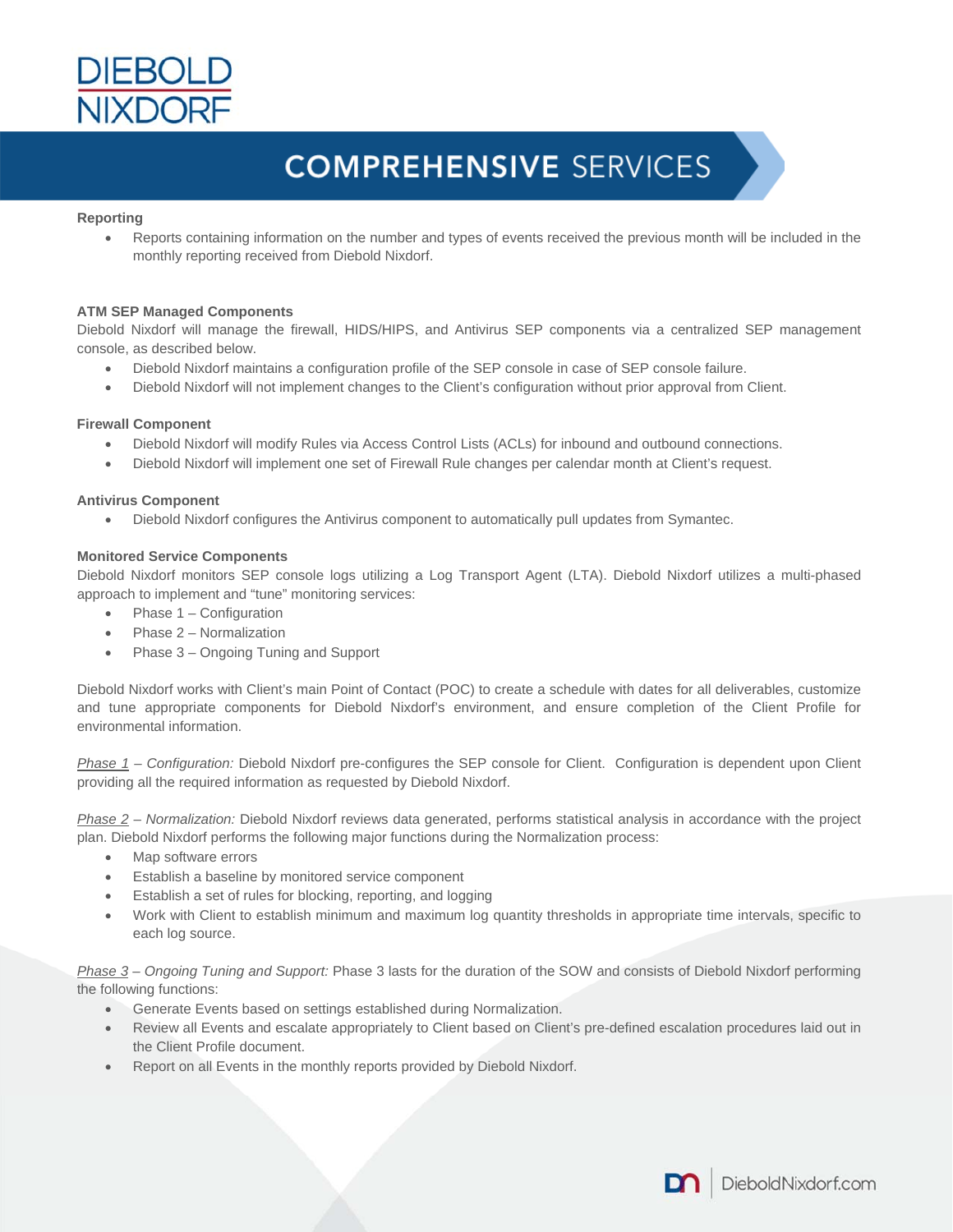#### Reporting

- Reports containing information on the number and types of events received the previous month will be included in the monthly reporting received from Diebold Nixdorf.

#### ATM SEP Managed Components

Diebold Nixdorf will manage the firewall, HIDS/HIPS, and Antivirus SEP components via a centralized SEP management console, as described below.

- Diebold Nixdorf maintains a configuration profile of the SEP console in case of SEP console failure.
- Diebold Nixdorf will not implement changes to the Client's configuration without prior approval from Client.

#### Firewall Component

- Diebold Nixdorf will modify Rules via Access Control Lists (ACLs) for inbound and outbound connections.
- Diebold Nixdorf will implement one set of Firewall Rule changes per calendar month at Client's request.

#### Antivirus Component

- Diebold Nixdorf configures the Antivirus component to automatically pull updates from Symantec.

#### Monitored Service Components

Diebold Nixdorf monitors SEP console logs utilizing a Log Transport Agent (LTA). Diebold Nixdorf utilizes a multi-phased approach to implement and "tune" monitoring services:

- Phase 1 – Configuration
- Phase 2 – Normalization
- Phase 3 – Ongoing Tuning and Support

Diebold Nixdorf works with Client's main Point of Contact (POC) to create a schedule with dates for all deliverables, customize and tune appropriate components for Diebold Nixdorf's environment, and ensure completion of the Client Profile for environmental information.

<u>*Phase 1*</u> – *Configuration:* Diebold Nixdorf pre-configures the SEP console for Client. Configuration is dependent upon Client providing all the required information as requested by Diebold Nixdorf.

<u>*Phase 2*</u> – *Normalization:* Diebold Nixdorf reviews data generated, performs statistical analysis in accordance with the project plan. Diebold Nixdorf performs the following major functions during the Normalization process:

- Map software errors
- Establish a baseline by monitored service component
- Establish a set of rules for blocking, reporting, and logging
- Work with Client to establish minimum and maximum log quantity thresholds in appropriate time intervals, specific to each log source.

<u>*Phase 3*</u> – *Ongoing Tuning and Support:* Phase 3 lasts for the duration of the SOW and consists of Diebold Nixdorf performing the following functions:

- Generate Events based on settings established during Normalization.
- Review all Events and escalate appropriately to Client based on Client's pre-defined escalation procedures laid out in the Client Profile document.
- Report on all Events in the monthly reports provided by Diebold Nixdorf.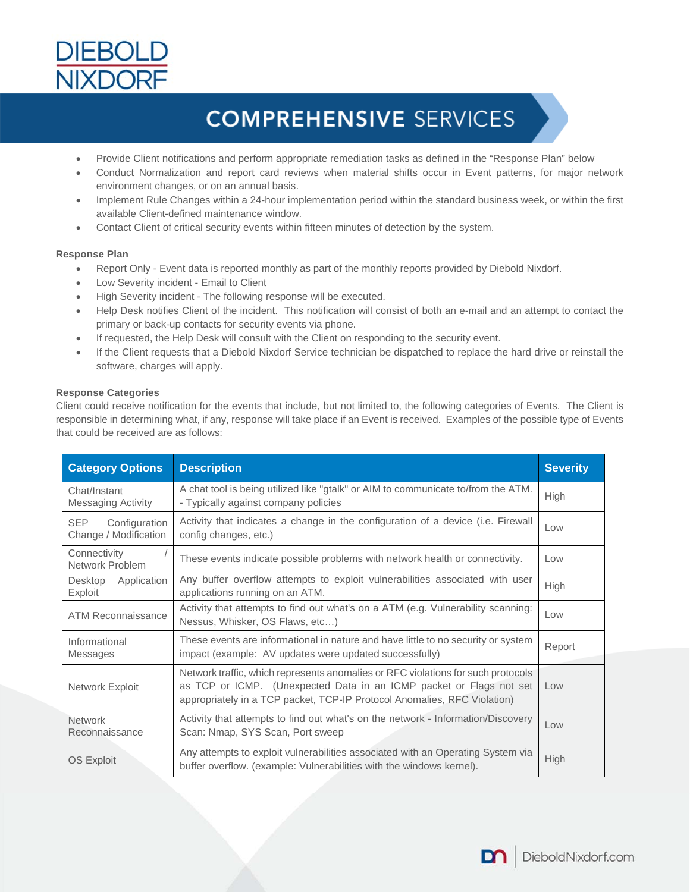- Provide Client notifications and perform appropriate remediation tasks as defined in the "Response Plan" below
- Conduct Normalization and report card reviews when material shifts occur in Event patterns, for major network environment changes, or on an annual basis.
- Implement Rule Changes within a 24-hour implementation period within the standard business week, or within the first available Client-defined maintenance window.
- Contact Client of critical security events within fifteen minutes of detection by the system.

**Response Plan**

- Report Only - Event data is reported monthly as part of the monthly reports provided by Diebold Nixdorf.
- Low Severity incident - Email to Client
- High Severity incident - The following response will be executed.
- Help Desk notifies Client of the incident. This notification will consist of both an e-mail and an attempt to contact the primary or back-up contacts for security events via phone.
- If requested, the Help Desk will consult with the Client on responding to the security event.
- If the Client requests that a Diebold Nixdorf Service technician be dispatched to replace the hard drive or reinstall the software, charges will apply.

**Response Categories**

Client could receive notification for the events that include, but not limited to, the following categories of Events. The Client is responsible in determining what, if any, response will take place if an Event is received. Examples of the possible type of Events that could be received are as follows:

| Category Options | Description | Severity |
| --- | --- | --- |
| Chat/Instant Messaging Activity | A chat tool is being utilized like "gtalk" or AIM to communicate to/from the ATM. - Typically against company policies | High |
| SEP Configuration Change / Modification | Activity that indicates a change in the configuration of a device (i.e. Firewall config changes, etc.) | Low |
| Connectivity / Network Problem | These events indicate possible problems with network health or connectivity. | Low |
| Desktop Application Exploit | Any buffer overflow attempts to exploit vulnerabilities associated with user applications running on an ATM. | High |
| ATM Reconnaissance | Activity that attempts to find out what's on a ATM (e.g. Vulnerability scanning: Nessus, Whisker, OS Flaws, etc…) | Low |
| Informational Messages | These events are informational in nature and have little to no security or system impact (example: AV updates were updated successfully) | Report |
| Network Exploit | Network traffic, which represents anomalies or RFC violations for such protocols as TCP or ICMP. (Unexpected Data in an ICMP packet or Flags not set appropriately in a TCP packet, TCP-IP Protocol Anomalies, RFC Violation) | Low |
| Network Reconnaissance | Activity that attempts to find out what's on the network - Information/Discovery Scan: Nmap, SYS Scan, Port sweep | Low |
| OS Exploit | Any attempts to exploit vulnerabilities associated with an Operating System via buffer overflow. (example: Vulnerabilities with the windows kernel). | High |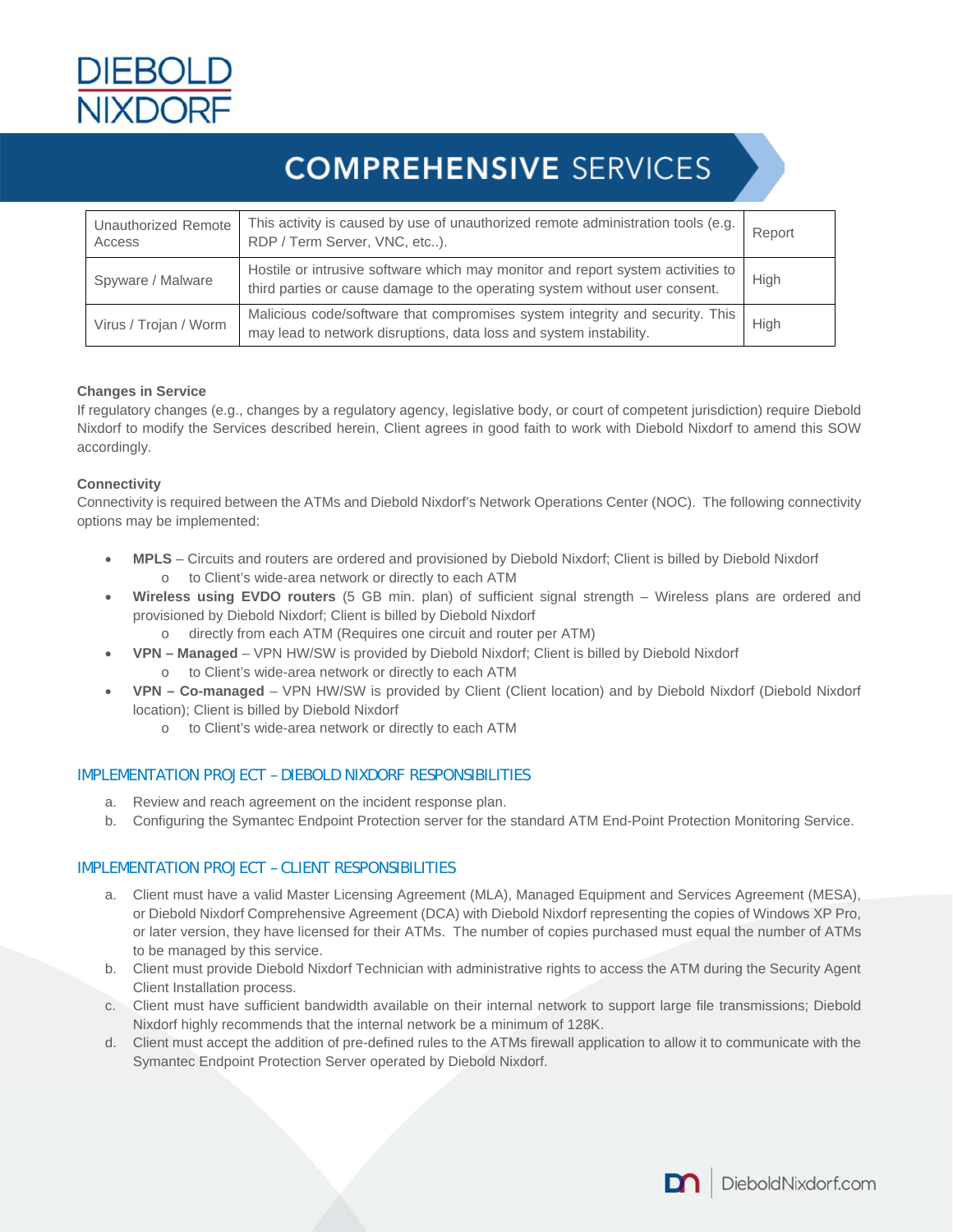| Unauthorized Remote Access | This activity is caused by use of unauthorized remote administration tools (e.g. RDP / Term Server, VNC, etc..). | Report |
|---|---|---|
| Spyware / Malware | Hostile or intrusive software which may monitor and report system activities to third parties or cause damage to the operating system without user consent. | High |
| Virus / Trojan / Worm | Malicious code/software that compromises system integrity and security. This may lead to network disruptions, data loss and system instability. | High |

**Changes in Service**

If regulatory changes (e.g., changes by a regulatory agency, legislative body, or court of competent jurisdiction) require Diebold Nixdorf to modify the Services described herein, Client agrees in good faith to work with Diebold Nixdorf to amend this SOW accordingly.

**Connectivity**

Connectivity is required between the ATMs and Diebold Nixdorf's Network Operations Center (NOC). The following connectivity options may be implemented:

- **MPLS** – Circuits and routers are ordered and provisioned by Diebold Nixdorf; Client is billed by Diebold Nixdorf
  - to Client's wide-area network or directly to each ATM
- **Wireless using EVDO routers** (5 GB min. plan) of sufficient signal strength – Wireless plans are ordered and provisioned by Diebold Nixdorf; Client is billed by Diebold Nixdorf
  - directly from each ATM (Requires one circuit and router per ATM)
- **VPN – Managed** – VPN HW/SW is provided by Diebold Nixdorf; Client is billed by Diebold Nixdorf
  - to Client's wide-area network or directly to each ATM
- **VPN – Co-managed** – VPN HW/SW is provided by Client (Client location) and by Diebold Nixdorf (Diebold Nixdorf location); Client is billed by Diebold Nixdorf
  - to Client's wide-area network or directly to each ATM

## IMPLEMENTATION PROJECT – DIEBOLD NIXDORF RESPONSIBILITIES

a. Review and reach agreement on the incident response plan.
b. Configuring the Symantec Endpoint Protection server for the standard ATM End-Point Protection Monitoring Service.

## IMPLEMENTATION PROJECT – CLIENT RESPONSIBILITIES

a. Client must have a valid Master Licensing Agreement (MLA), Managed Equipment and Services Agreement (MESA), or Diebold Nixdorf Comprehensive Agreement (DCA) with Diebold Nixdorf representing the copies of Windows XP Pro, or later version, they have licensed for their ATMs. The number of copies purchased must equal the number of ATMs to be managed by this service.
b. Client must provide Diebold Nixdorf Technician with administrative rights to access the ATM during the Security Agent Client Installation process.
c. Client must have sufficient bandwidth available on their internal network to support large file transmissions; Diebold Nixdorf highly recommends that the internal network be a minimum of 128K.
d. Client must accept the addition of pre-defined rules to the ATMs firewall application to allow it to communicate with the Symantec Endpoint Protection Server operated by Diebold Nixdorf.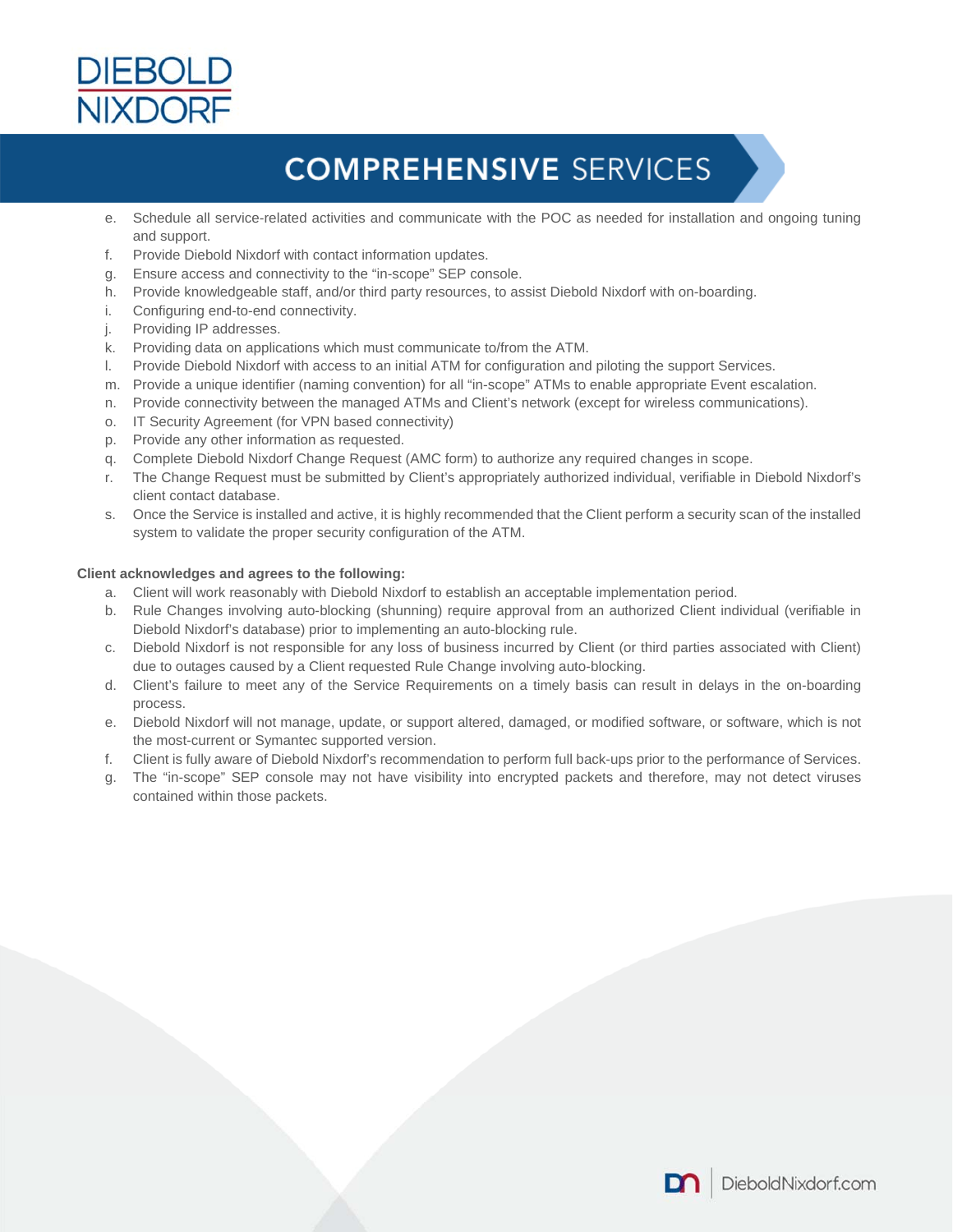e. Schedule all service-related activities and communicate with the POC as needed for installation and ongoing tuning and support.
f. Provide Diebold Nixdorf with contact information updates.
g. Ensure access and connectivity to the "in-scope" SEP console.
h. Provide knowledgeable staff, and/or third party resources, to assist Diebold Nixdorf with on-boarding.
i. Configuring end-to-end connectivity.
j. Providing IP addresses.
k. Providing data on applications which must communicate to/from the ATM.
l. Provide Diebold Nixdorf with access to an initial ATM for configuration and piloting the support Services.
m. Provide a unique identifier (naming convention) for all "in-scope" ATMs to enable appropriate Event escalation.
n. Provide connectivity between the managed ATMs and Client's network (except for wireless communications).
o. IT Security Agreement (for VPN based connectivity)
p. Provide any other information as requested.
q. Complete Diebold Nixdorf Change Request (AMC form) to authorize any required changes in scope.
r. The Change Request must be submitted by Client's appropriately authorized individual, verifiable in Diebold Nixdorf's client contact database.
s. Once the Service is installed and active, it is highly recommended that the Client perform a security scan of the installed system to validate the proper security configuration of the ATM.

**Client acknowledges and agrees to the following:**

a. Client will work reasonably with Diebold Nixdorf to establish an acceptable implementation period.
b. Rule Changes involving auto-blocking (shunning) require approval from an authorized Client individual (verifiable in Diebold Nixdorf's database) prior to implementing an auto-blocking rule.
c. Diebold Nixdorf is not responsible for any loss of business incurred by Client (or third parties associated with Client) due to outages caused by a Client requested Rule Change involving auto-blocking.
d. Client's failure to meet any of the Service Requirements on a timely basis can result in delays in the on-boarding process.
e. Diebold Nixdorf will not manage, update, or support altered, damaged, or modified software, or software, which is not the most-current or Symantec supported version.
f. Client is fully aware of Diebold Nixdorf's recommendation to perform full back-ups prior to the performance of Services.
g. The "in-scope" SEP console may not have visibility into encrypted packets and therefore, may not detect viruses contained within those packets.